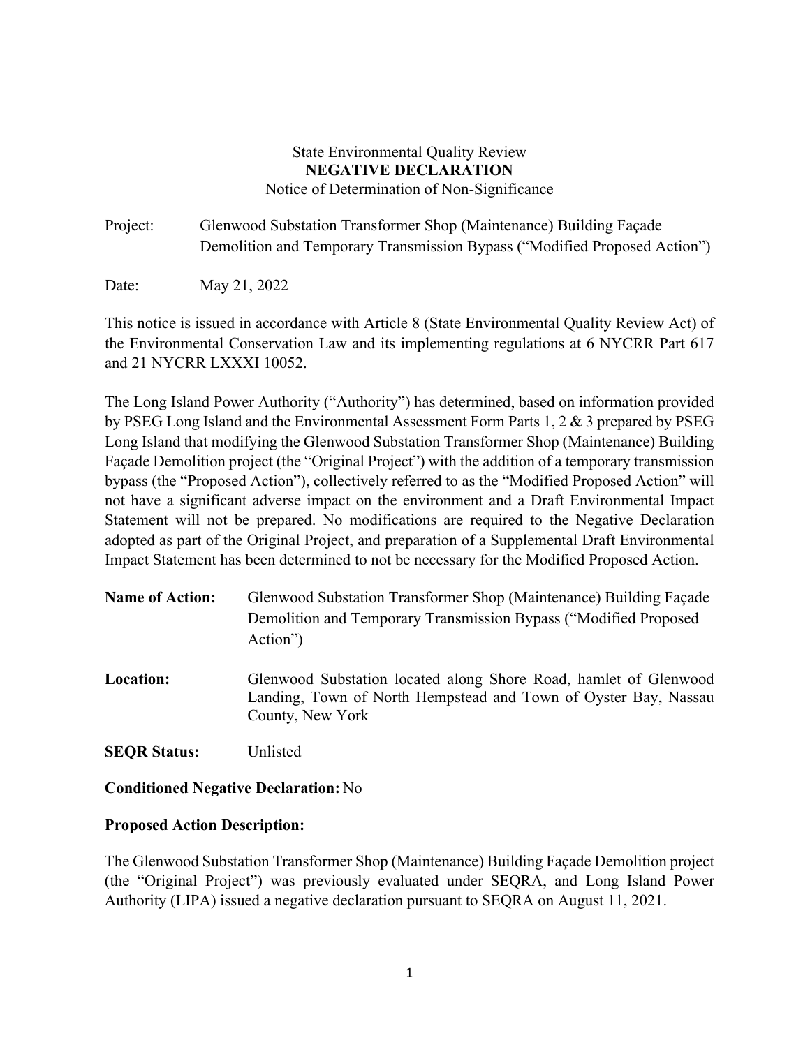State Environmental Quality Review
**NEGATIVE DECLARATION**
Notice of Determination of Non-Significance

Project: Glenwood Substation Transformer Shop (Maintenance) Building Façade Demolition and Temporary Transmission Bypass ("Modified Proposed Action")

Date: May 21, 2022

This notice is issued in accordance with Article 8 (State Environmental Quality Review Act) of the Environmental Conservation Law and its implementing regulations at 6 NYCRR Part 617 and 21 NYCRR LXXXI 10052.

The Long Island Power Authority ("Authority") has determined, based on information provided by PSEG Long Island and the Environmental Assessment Form Parts 1, 2 & 3 prepared by PSEG Long Island that modifying the Glenwood Substation Transformer Shop (Maintenance) Building Façade Demolition project (the "Original Project") with the addition of a temporary transmission bypass (the "Proposed Action"), collectively referred to as the "Modified Proposed Action" will not have a significant adverse impact on the environment and a Draft Environmental Impact Statement will not be prepared. No modifications are required to the Negative Declaration adopted as part of the Original Project, and preparation of a Supplemental Draft Environmental Impact Statement has been determined to not be necessary for the Modified Proposed Action.

**Name of Action:** Glenwood Substation Transformer Shop (Maintenance) Building Façade Demolition and Temporary Transmission Bypass ("Modified Proposed Action")

**Location:** Glenwood Substation located along Shore Road, hamlet of Glenwood Landing, Town of North Hempstead and Town of Oyster Bay, Nassau County, New York

**SEQR Status:** Unlisted

**Conditioned Negative Declaration:** No

**Proposed Action Description:**

The Glenwood Substation Transformer Shop (Maintenance) Building Façade Demolition project (the "Original Project") was previously evaluated under SEQRA, and Long Island Power Authority (LIPA) issued a negative declaration pursuant to SEQRA on August 11, 2021.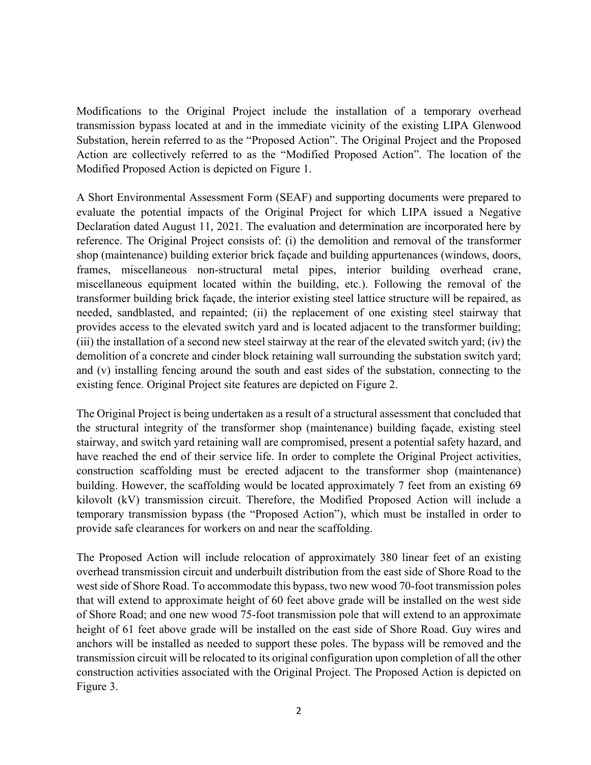Modifications to the Original Project include the installation of a temporary overhead transmission bypass located at and in the immediate vicinity of the existing LIPA Glenwood Substation, herein referred to as the "Proposed Action". The Original Project and the Proposed Action are collectively referred to as the "Modified Proposed Action". The location of the Modified Proposed Action is depicted on Figure 1.

A Short Environmental Assessment Form (SEAF) and supporting documents were prepared to evaluate the potential impacts of the Original Project for which LIPA issued a Negative Declaration dated August 11, 2021. The evaluation and determination are incorporated here by reference. The Original Project consists of: (i) the demolition and removal of the transformer shop (maintenance) building exterior brick façade and building appurtenances (windows, doors, frames, miscellaneous non-structural metal pipes, interior building overhead crane, miscellaneous equipment located within the building, etc.). Following the removal of the transformer building brick façade, the interior existing steel lattice structure will be repaired, as needed, sandblasted, and repainted; (ii) the replacement of one existing steel stairway that provides access to the elevated switch yard and is located adjacent to the transformer building; (iii) the installation of a second new steel stairway at the rear of the elevated switch yard; (iv) the demolition of a concrete and cinder block retaining wall surrounding the substation switch yard; and (v) installing fencing around the south and east sides of the substation, connecting to the existing fence. Original Project site features are depicted on Figure 2.

The Original Project is being undertaken as a result of a structural assessment that concluded that the structural integrity of the transformer shop (maintenance) building façade, existing steel stairway, and switch yard retaining wall are compromised, present a potential safety hazard, and have reached the end of their service life. In order to complete the Original Project activities, construction scaffolding must be erected adjacent to the transformer shop (maintenance) building. However, the scaffolding would be located approximately 7 feet from an existing 69 kilovolt (kV) transmission circuit. Therefore, the Modified Proposed Action will include a temporary transmission bypass (the "Proposed Action"), which must be installed in order to provide safe clearances for workers on and near the scaffolding.

The Proposed Action will include relocation of approximately 380 linear feet of an existing overhead transmission circuit and underbuilt distribution from the east side of Shore Road to the west side of Shore Road. To accommodate this bypass, two new wood 70-foot transmission poles that will extend to approximate height of 60 feet above grade will be installed on the west side of Shore Road; and one new wood 75-foot transmission pole that will extend to an approximate height of 61 feet above grade will be installed on the east side of Shore Road. Guy wires and anchors will be installed as needed to support these poles. The bypass will be removed and the transmission circuit will be relocated to its original configuration upon completion of all the other construction activities associated with the Original Project. The Proposed Action is depicted on Figure 3.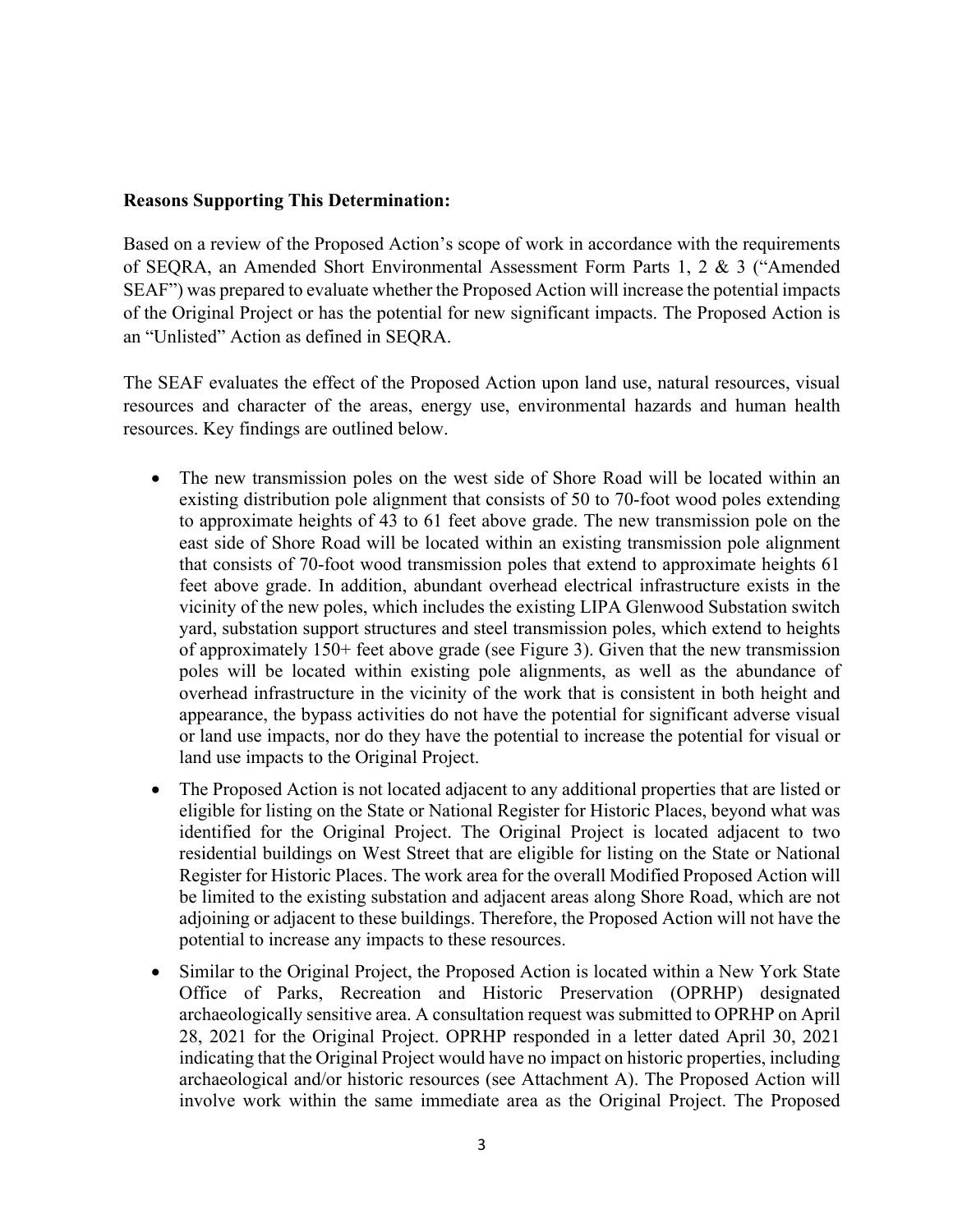**Reasons Supporting This Determination:**

Based on a review of the Proposed Action's scope of work in accordance with the requirements of SEQRA, an Amended Short Environmental Assessment Form Parts 1, 2 & 3 ("Amended SEAF") was prepared to evaluate whether the Proposed Action will increase the potential impacts of the Original Project or has the potential for new significant impacts. The Proposed Action is an "Unlisted" Action as defined in SEQRA.

The SEAF evaluates the effect of the Proposed Action upon land use, natural resources, visual resources and character of the areas, energy use, environmental hazards and human health resources. Key findings are outlined below.

- The new transmission poles on the west side of Shore Road will be located within an existing distribution pole alignment that consists of 50 to 70-foot wood poles extending to approximate heights of 43 to 61 feet above grade. The new transmission pole on the east side of Shore Road will be located within an existing transmission pole alignment that consists of 70-foot wood transmission poles that extend to approximate heights 61 feet above grade. In addition, abundant overhead electrical infrastructure exists in the vicinity of the new poles, which includes the existing LIPA Glenwood Substation switch yard, substation support structures and steel transmission poles, which extend to heights of approximately 150+ feet above grade (see Figure 3). Given that the new transmission poles will be located within existing pole alignments, as well as the abundance of overhead infrastructure in the vicinity of the work that is consistent in both height and appearance, the bypass activities do not have the potential for significant adverse visual or land use impacts, nor do they have the potential to increase the potential for visual or land use impacts to the Original Project.
- The Proposed Action is not located adjacent to any additional properties that are listed or eligible for listing on the State or National Register for Historic Places, beyond what was identified for the Original Project. The Original Project is located adjacent to two residential buildings on West Street that are eligible for listing on the State or National Register for Historic Places. The work area for the overall Modified Proposed Action will be limited to the existing substation and adjacent areas along Shore Road, which are not adjoining or adjacent to these buildings. Therefore, the Proposed Action will not have the potential to increase any impacts to these resources.
- Similar to the Original Project, the Proposed Action is located within a New York State Office of Parks, Recreation and Historic Preservation (OPRHP) designated archaeologically sensitive area. A consultation request was submitted to OPRHP on April 28, 2021 for the Original Project. OPRHP responded in a letter dated April 30, 2021 indicating that the Original Project would have no impact on historic properties, including archaeological and/or historic resources (see Attachment A). The Proposed Action will involve work within the same immediate area as the Original Project. The Proposed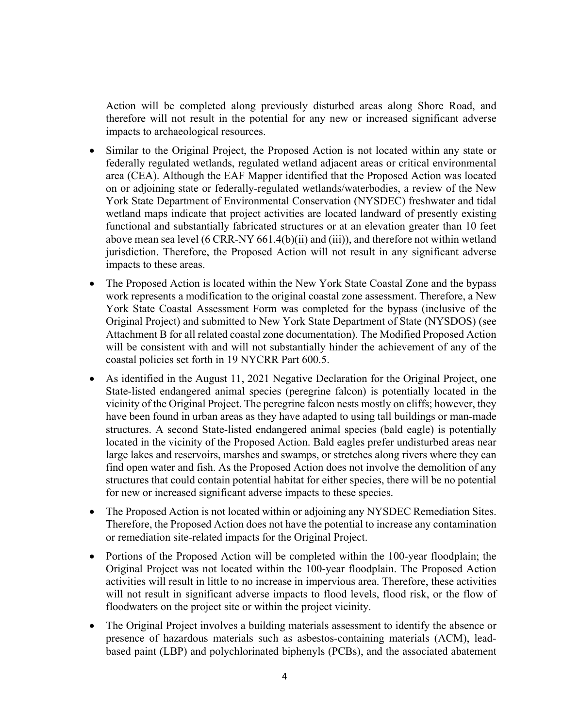Action will be completed along previously disturbed areas along Shore Road, and therefore will not result in the potential for any new or increased significant adverse impacts to archaeological resources.

- Similar to the Original Project, the Proposed Action is not located within any state or federally regulated wetlands, regulated wetland adjacent areas or critical environmental area (CEA). Although the EAF Mapper identified that the Proposed Action was located on or adjoining state or federally-regulated wetlands/waterbodies, a review of the New York State Department of Environmental Conservation (NYSDEC) freshwater and tidal wetland maps indicate that project activities are located landward of presently existing functional and substantially fabricated structures or at an elevation greater than 10 feet above mean sea level (6 CRR-NY 661.4(b)(ii) and (iii)), and therefore not within wetland jurisdiction. Therefore, the Proposed Action will not result in any significant adverse impacts to these areas.
- The Proposed Action is located within the New York State Coastal Zone and the bypass work represents a modification to the original coastal zone assessment. Therefore, a New York State Coastal Assessment Form was completed for the bypass (inclusive of the Original Project) and submitted to New York State Department of State (NYSDOS) (see Attachment B for all related coastal zone documentation). The Modified Proposed Action will be consistent with and will not substantially hinder the achievement of any of the coastal policies set forth in 19 NYCRR Part 600.5.
- As identified in the August 11, 2021 Negative Declaration for the Original Project, one State-listed endangered animal species (peregrine falcon) is potentially located in the vicinity of the Original Project. The peregrine falcon nests mostly on cliffs; however, they have been found in urban areas as they have adapted to using tall buildings or man-made structures. A second State-listed endangered animal species (bald eagle) is potentially located in the vicinity of the Proposed Action. Bald eagles prefer undisturbed areas near large lakes and reservoirs, marshes and swamps, or stretches along rivers where they can find open water and fish. As the Proposed Action does not involve the demolition of any structures that could contain potential habitat for either species, there will be no potential for new or increased significant adverse impacts to these species.
- The Proposed Action is not located within or adjoining any NYSDEC Remediation Sites. Therefore, the Proposed Action does not have the potential to increase any contamination or remediation site-related impacts for the Original Project.
- Portions of the Proposed Action will be completed within the 100-year floodplain; the Original Project was not located within the 100-year floodplain. The Proposed Action activities will result in little to no increase in impervious area. Therefore, these activities will not result in significant adverse impacts to flood levels, flood risk, or the flow of floodwaters on the project site or within the project vicinity.
- The Original Project involves a building materials assessment to identify the absence or presence of hazardous materials such as asbestos-containing materials (ACM), lead-based paint (LBP) and polychlorinated biphenyls (PCBs), and the associated abatement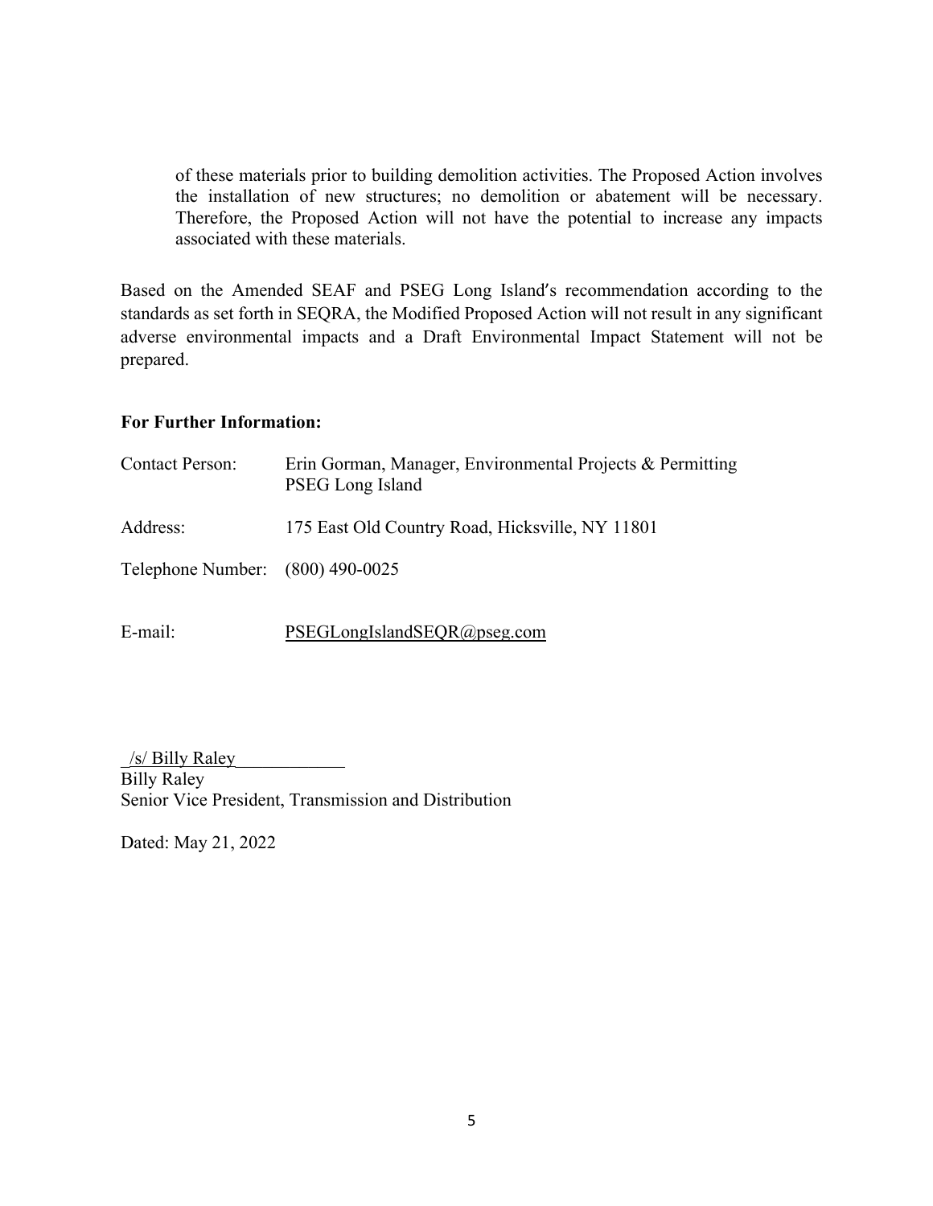of these materials prior to building demolition activities. The Proposed Action involves the installation of new structures; no demolition or abatement will be necessary. Therefore, the Proposed Action will not have the potential to increase any impacts associated with these materials.

Based on the Amended SEAF and PSEG Long Island's recommendation according to the standards as set forth in SEQRA, the Modified Proposed Action will not result in any significant adverse environmental impacts and a Draft Environmental Impact Statement will not be prepared.

**For Further Information:**

Contact Person: Erin Gorman, Manager, Environmental Projects & Permitting
PSEG Long Island

Address: 175 East Old Country Road, Hicksville, NY 11801

Telephone Number: (800) 490-0025

E-mail: PSEGLongIslandSEQR@pseg.com

/s/ Billy Raley
Billy Raley
Senior Vice President, Transmission and Distribution

Dated: May 21, 2022